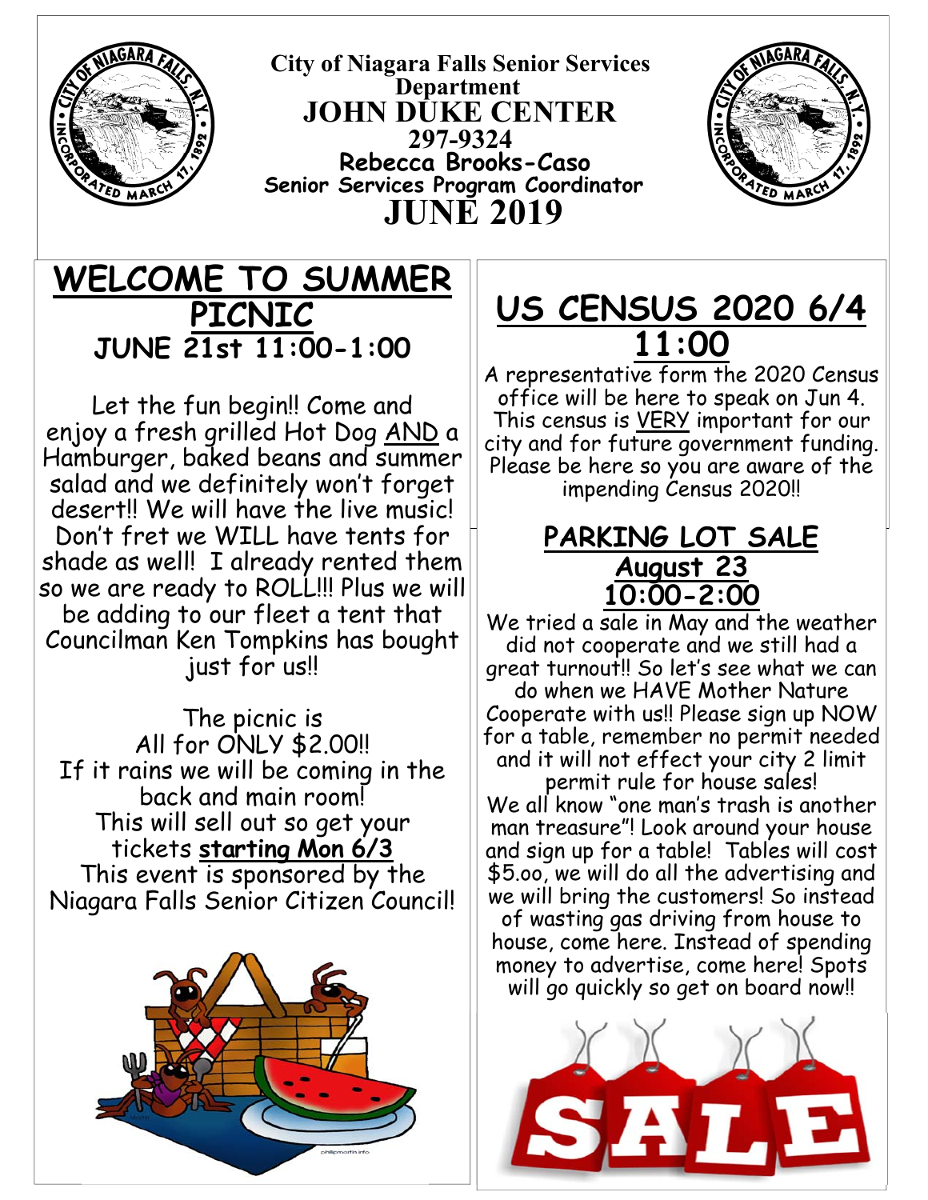# City of Niagara Falls Senior Services Department

# JOHN DUKE CENTER

**297-9324**

**Rebecca Brooks-Caso**

**Senior Services Program Coordinator**

# JUNE 2019

## WELCOME TO SUMMER PICNIC

### JUNE 21st 11:00-1:00

Let the fun begin!! Come and enjoy a fresh grilled Hot Dog AND a Hamburger, baked beans and summer salad and we definitely won't forget desert!! We will have the live music! Don't fret we WILL have tents for shade as well! I already rented them so we are ready to ROLL!!! Plus we will be adding to our fleet a tent that Councilman Ken Tompkins has bought just for us!!

The picnic is All for ONLY $2.00!!

If it rains we will be coming in the back and main room!

This will sell out so get your tickets **starting Mon 6/3**

This event is sponsored by the Niagara Falls Senior Citizen Council!

## US CENSUS 2020 6/4 11:00

A representative form the 2020 Census office will be here to speak on Jun 4. This census is VERY important for our city and for future government funding. Please be here so you are aware of the impending Census 2020!!

## PARKING LOT SALE

### August 23

### 10:00-2:00

We tried a sale in May and the weather did not cooperate and we still had a great turnout!! So let's see what we can do when we HAVE Mother Nature Cooperate with us!! Please sign up NOW for a table, remember no permit needed and it will not effect your city 2 limit permit rule for house sales!

We all know "one man's trash is another man treasure"! Look around your house and sign up for a table! Tables will cost $5.oo, we will do all the advertising and we will bring the customers! So instead of wasting gas driving from house to house, come here. Instead of spending money to advertise, come here! Spots will go quickly so get on board now!!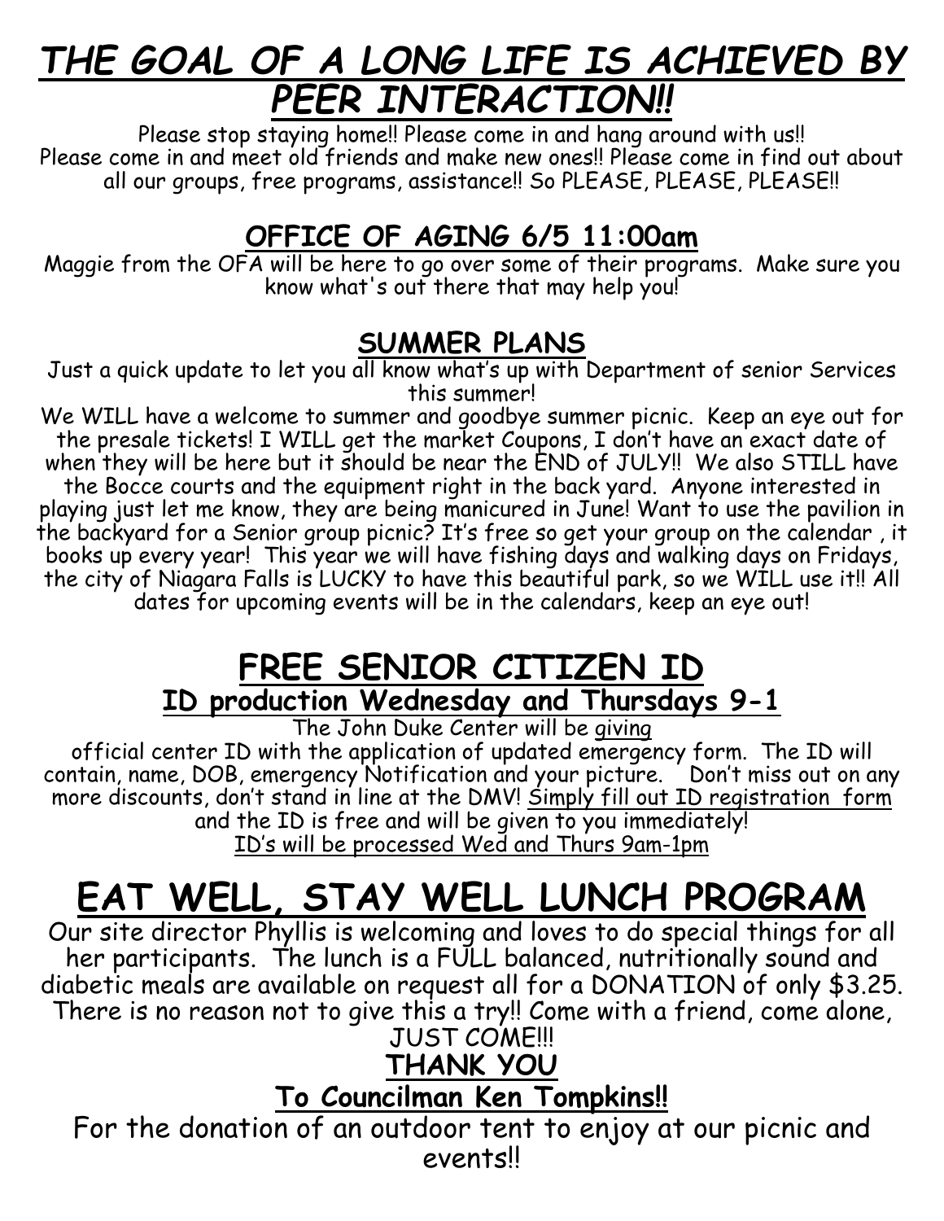# ***THE GOAL OF A LONG LIFE IS ACHIEVED BY PEER INTERACTION!!***

Please stop staying home!! Please come in and hang around with us!! Please come in and meet old friends and make new ones!! Please come in find out about all our groups, free programs, assistance!! So PLEASE, PLEASE, PLEASE!!

## OFFICE OF AGING 6/5 11:00am

Maggie from the OFA will be here to go over some of their programs. Make sure you know what's out there that may help you!

## SUMMER PLANS

Just a quick update to let you all know what's up with Department of senior Services this summer!

We WILL have a welcome to summer and goodbye summer picnic. Keep an eye out for the presale tickets! I WILL get the market Coupons, I don't have an exact date of when they will be here but it should be near the END of JULY!! We also STILL have the Bocce courts and the equipment right in the back yard. Anyone interested in playing just let me know, they are being manicured in June! Want to use the pavilion in the backyard for a Senior group picnic? It's free so get your group on the calendar , it books up every year! This year we will have fishing days and walking days on Fridays, the city of Niagara Falls is LUCKY to have this beautiful park, so we WILL use it!! All dates for upcoming events will be in the calendars, keep an eye out!

# FREE SENIOR CITIZEN ID

## ID production Wednesday and Thursdays 9-1

The John Duke Center will be giving official center ID with the application of updated emergency form. The ID will contain, name, DOB, emergency Notification and your picture. Don't miss out on any more discounts, don't stand in line at the DMV! Simply fill out ID registration form and the ID is free and will be given to you immediately!
ID's will be processed Wed and Thurs 9am-1pm

# EAT WELL, STAY WELL LUNCH PROGRAM

Our site director Phyllis is welcoming and loves to do special things for all her participants. The lunch is a FULL balanced, nutritionally sound and diabetic meals are available on request all for a DONATION of only $3.25. There is no reason not to give this a try!! Come with a friend, come alone, JUST COME!!!

## THANK YOU

### To Councilman Ken Tompkins!!

For the donation of an outdoor tent to enjoy at our picnic and events!!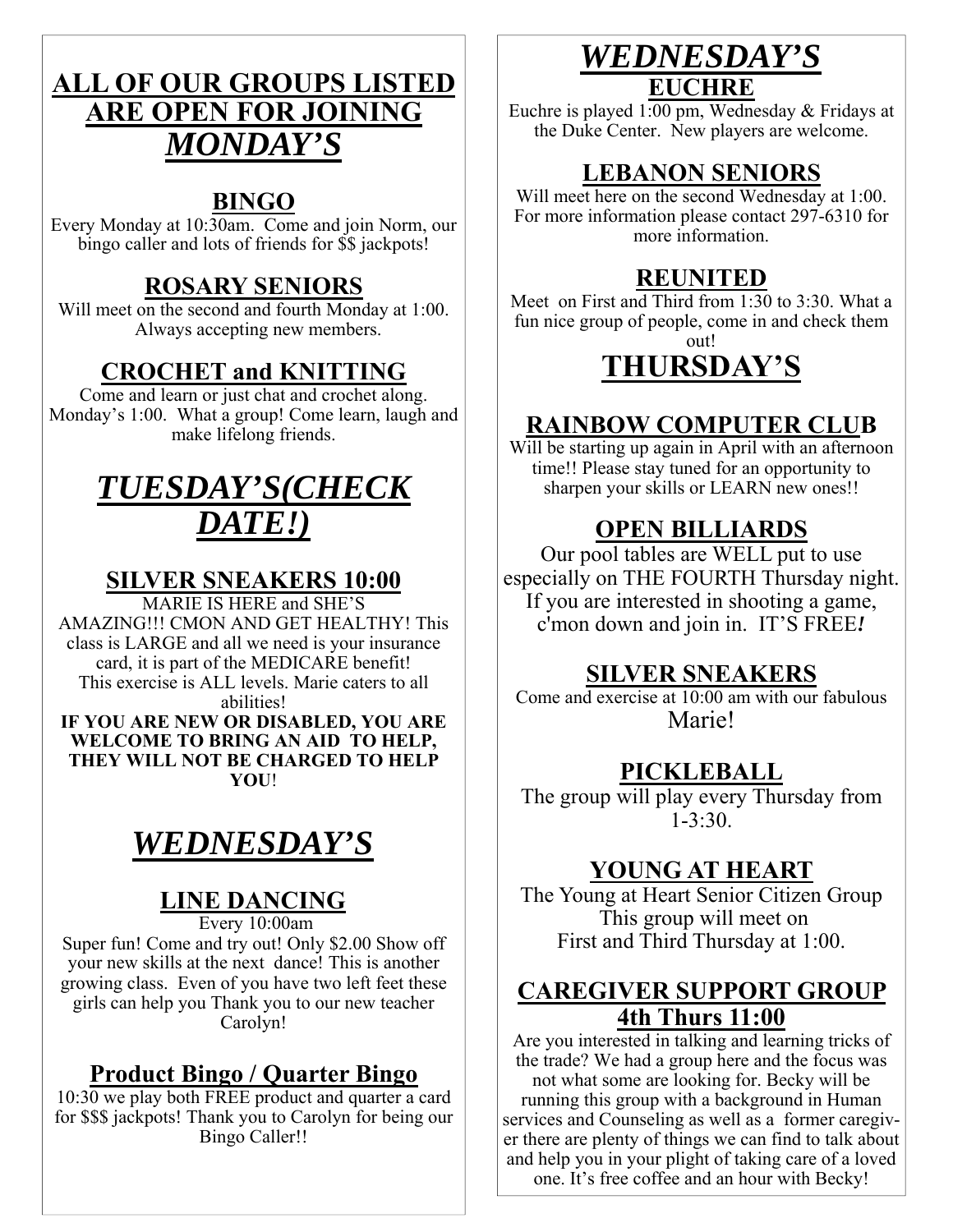## ALL OF OUR GROUPS LISTED ARE OPEN FOR JOINING

# *MONDAY'S*

### BINGO

Every Monday at 10:30am. Come and join Norm, our bingo caller and lots of friends for $$ jackpots!

### ROSARY SENIORS

Will meet on the second and fourth Monday at 1:00. Always accepting new members.

### CROCHET and KNITTING

Come and learn or just chat and crochet along. Monday's 1:00. What a group! Come learn, laugh and make lifelong friends.

# *TUESDAY'S(CHECK DATE!)*

### SILVER SNEAKERS 10:00

MARIE IS HERE and SHE'S AMAZING!!! CMON AND GET HEALTHY! This class is LARGE and all we need is your insurance card, it is part of the MEDICARE benefit! This exercise is ALL levels. Marie caters to all abilities!

**IF YOU ARE NEW OR DISABLED, YOU ARE WELCOME TO BRING AN AID TO HELP, THEY WILL NOT BE CHARGED TO HELP YOU!**

# *WEDNESDAY'S*

### LINE DANCING

Every 10:00am

Super fun! Come and try out! Only $2.00 Show off your new skills at the next dance! This is another growing class. Even of you have two left feet these girls can help you Thank you to our new teacher Carolyn!

### Product Bingo / Quarter Bingo

10:30 we play both FREE product and quarter a card for $$$ jackpots! Thank you to Carolyn for being our Bingo Caller!!

# *WEDNESDAY'S*

### EUCHRE

Euchre is played 1:00 pm, Wednesday & Fridays at the Duke Center. New players are welcome.

### LEBANON SENIORS

Will meet here on the second Wednesday at 1:00. For more information please contact 297-6310 for more information.

### REUNITED

Meet on First and Third from 1:30 to 3:30. What a fun nice group of people, come in and check them out!

# THURSDAY'S

### RAINBOW COMPUTER CLUB

Will be starting up again in April with an afternoon time!! Please stay tuned for an opportunity to sharpen your skills or LEARN new ones!!

### OPEN BILLIARDS

Our pool tables are WELL put to use especially on THE FOURTH Thursday night. If you are interested in shooting a game, c'mon down and join in. IT'S FREE!

### SILVER SNEAKERS

Come and exercise at 10:00 am with our fabulous Marie!

### PICKLEBALL

The group will play every Thursday from 1-3:30.

### YOUNG AT HEART

The Young at Heart Senior Citizen Group This group will meet on First and Third Thursday at 1:00.

### CAREGIVER SUPPORT GROUP 4th Thurs 11:00

Are you interested in talking and learning tricks of the trade? We had a group here and the focus was not what some are looking for. Becky will be running this group with a background in Human services and Counseling as well as a former caregiver there are plenty of things we can find to talk about and help you in your plight of taking care of a loved one. It's free coffee and an hour with Becky!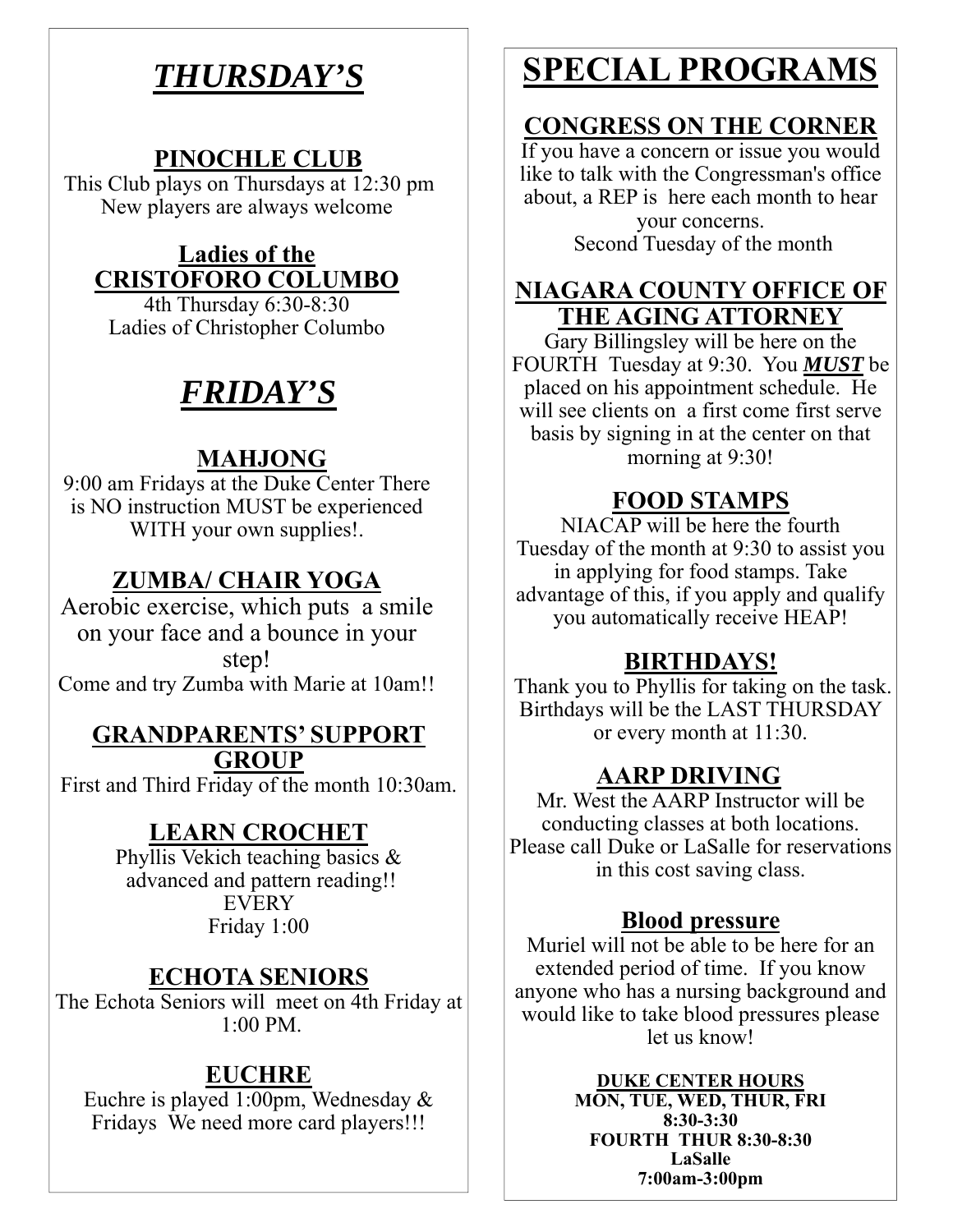# ***THURSDAY'S***

## PINOCHLE CLUB

This Club plays on Thursdays at 12:30 pm
New players are always welcome

## Ladies of the CRISTOFORO COLUMBO

4th Thursday 6:30-8:30
Ladies of Christopher Columbo

# ***FRIDAY'S***

## MAHJONG

9:00 am Fridays at the Duke Center There is NO instruction MUST be experienced WITH your own supplies!.

## ZUMBA/ CHAIR YOGA

Aerobic exercise, which puts a smile on your face and a bounce in your step!
Come and try Zumba with Marie at 10am!!

## GRANDPARENTS' SUPPORT GROUP

First and Third Friday of the month 10:30am.

## LEARN CROCHET

Phyllis Vekich teaching basics & advanced and pattern reading!!
EVERY
Friday 1:00

## ECHOTA SENIORS

The Echota Seniors will meet on 4th Friday at 1:00 PM.

## EUCHRE

Euchre is played 1:00pm, Wednesday & Fridays We need more card players!!!

# SPECIAL PROGRAMS

## CONGRESS ON THE CORNER

If you have a concern or issue you would like to talk with the Congressman's office about, a REP is here each month to hear your concerns.
Second Tuesday of the month

## NIAGARA COUNTY OFFICE OF THE AGING ATTORNEY

Gary Billingsley will be here on the FOURTH Tuesday at 9:30. You ***MUST*** be placed on his appointment schedule. He will see clients on a first come first serve basis by signing in at the center on that morning at 9:30!

## FOOD STAMPS

NIACAP will be here the fourth Tuesday of the month at 9:30 to assist you in applying for food stamps. Take advantage of this, if you apply and qualify you automatically receive HEAP!

## BIRTHDAYS!

Thank you to Phyllis for taking on the task. Birthdays will be the LAST THURSDAY or every month at 11:30.

## AARP DRIVING

Mr. West the AARP Instructor will be conducting classes at both locations. Please call Duke or LaSalle for reservations in this cost saving class.

## Blood pressure

Muriel will not be able to be here for an extended period of time. If you know anyone who has a nursing background and would like to take blood pressures please let us know!

**DUKE CENTER HOURS**
**MON, TUE, WED, THUR, FRI**
**8:30-3:30**
**FOURTH THUR 8:30-8:30**
**LaSalle**
**7:00am-3:00pm**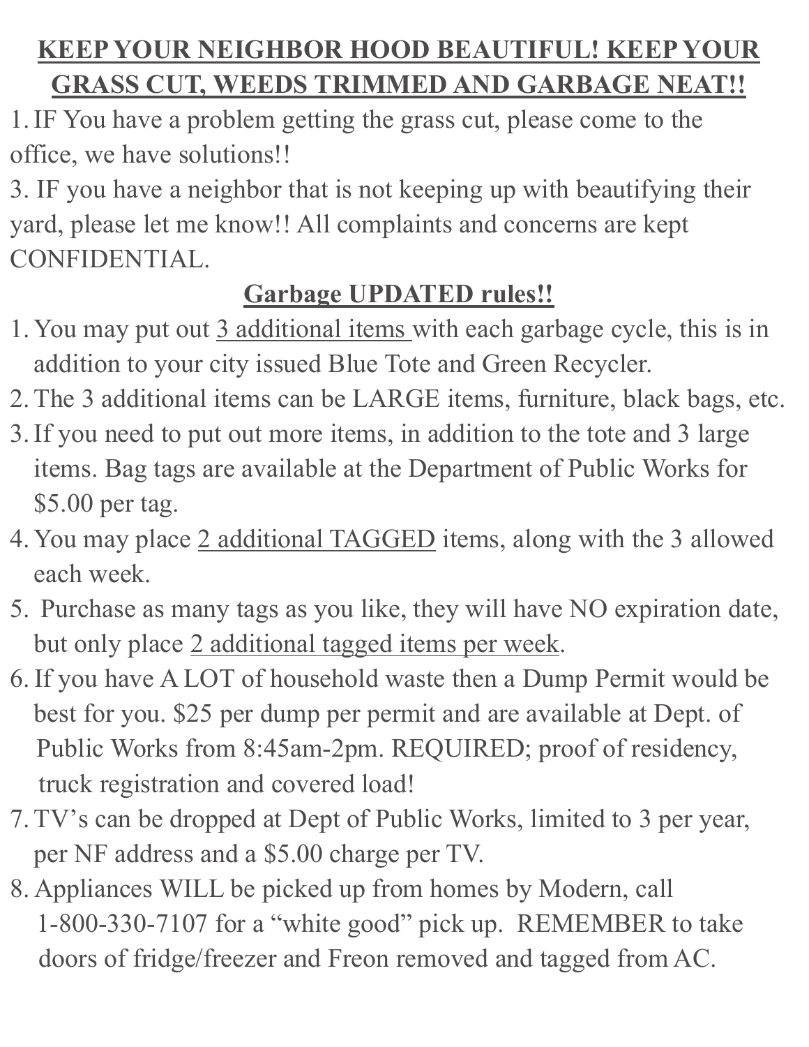**KEEP YOUR NEIGHBOR HOOD BEAUTIFUL! KEEP YOUR GRASS CUT, WEEDS TRIMMED AND GARBAGE NEAT!!**

1. IF You have a problem getting the grass cut, please come to the office, we have solutions!!

3. IF you have a neighbor that is not keeping up with beautifying their yard, please let me know!! All complaints and concerns are kept CONFIDENTIAL.

**Garbage UPDATED rules!!**

1. You may put out 3 additional items with each garbage cycle, this is in addition to your city issued Blue Tote and Green Recycler.
2. The 3 additional items can be LARGE items, furniture, black bags, etc.
3. If you need to put out more items, in addition to the tote and 3 large items. Bag tags are available at the Department of Public Works for $5.00 per tag.
4. You may place 2 additional TAGGED items, along with the 3 allowed each week.
5. Purchase as many tags as you like, they will have NO expiration date, but only place 2 additional tagged items per week.
6. If you have A LOT of household waste then a Dump Permit would be best for you. $25 per dump per permit and are available at Dept. of Public Works from 8:45am-2pm. REQUIRED; proof of residency, truck registration and covered load!
7. TV's can be dropped at Dept of Public Works, limited to 3 per year, per NF address and a $5.00 charge per TV.
8. Appliances WILL be picked up from homes by Modern, call 1-800-330-7107 for a "white good" pick up. REMEMBER to take doors of fridge/freezer and Freon removed and tagged from AC.